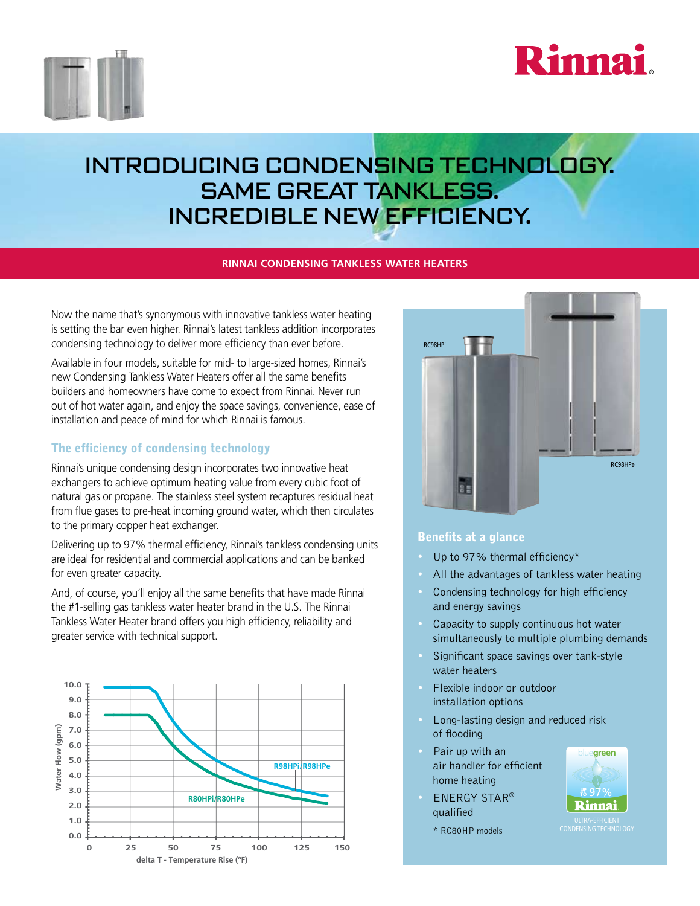Rinnai®

# INTRODUCING CONDENSING TECHNOLOGY. SAME GREAT TANKLESS. INCREDIBLE NEW EFFICIENCY.

**RINNAI CONDENSING TANKLESS WATER HEATERS**

Now the name that's synonymous with innovative tankless water heating is setting the bar even higher. Rinnai's latest tankless addition incorporates condensing technology to deliver more efficiency than ever before.

Available in four models, suitable for mid- to large-sized homes, Rinnai's new Condensing Tankless Water Heaters offer all the same benefits builders and homeowners have come to expect from Rinnai. Never run out of hot water again, and enjoy the space savings, convenience, ease of installation and peace of mind for which Rinnai is famous.

## The efficiency of condensing technology

Rinnai's unique condensing design incorporates two innovative heat exchangers to achieve optimum heating value from every cubic foot of natural gas or propane. The stainless steel system recaptures residual heat from flue gases to pre-heat incoming ground water, which then circulates to the primary copper heat exchanger.

Delivering up to 97% thermal efficiency, Rinnai's tankless condensing units are ideal for residential and commercial applications and can be banked for even greater capacity.

And, of course, you'll enjoy all the same benefits that have made Rinnai the #1-selling gas tankless water heater brand in the U.S. The Rinnai Tankless Water Heater brand offers you high efficiency, reliability and greater service with technical support.

Water Flow (gpm) vs. delta T - Temperature Rise (°F): R98HPi/R98HPe; R80HPi/R80HPe

RC98HPi

RC98HPe

## Benefits at a glance

- Up to 97% thermal efficiency*
- All the advantages of tankless water heating
- Condensing technology for high efficiency and energy savings
- Capacity to supply continuous hot water simultaneously to multiple plumbing demands
- Significant space savings over tank-style water heaters
- Flexible indoor or outdoor installation options
- Long-lasting design and reduced risk of flooding
- Pair up with an air handler for efficient home heating
- ENERGY STAR® qualified

\* RC80HP models

bluegreen UP TO 97% Rinnai ULTRA-EFFICIENT CONDENSING TECHNOLOGY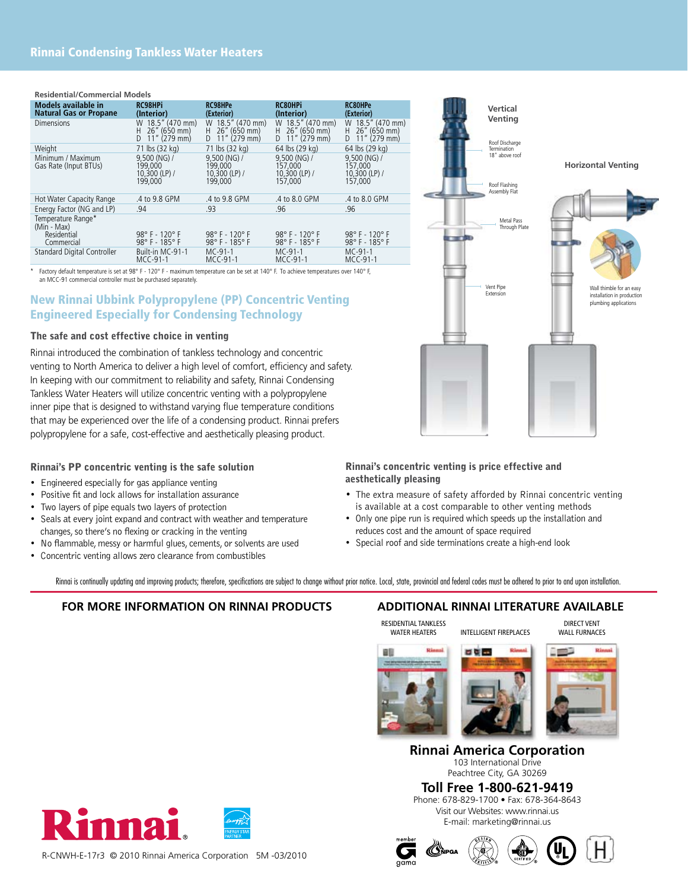## Rinnai Condensing Tankless Water Heaters

### Residential/Commercial Models

| Models available in Natural Gas or Propane | RC98HPi (Interior) | RC98HPe (Exterior) | RC80HPi (Interior) | RC80HPe (Exterior) |
|---|---|---|---|---|
| Dimensions | W 18.5" (470 mm) H 26" (650 mm) D 11" (279 mm) | W 18.5" (470 mm) H 26" (650 mm) D 11" (279 mm) | W 18.5" (470 mm) H 26" (650 mm) D 11" (279 mm) | W 18.5" (470 mm) H 26" (650 mm) D 11" (279 mm) |
| Weight | 71 lbs (32 kg) | 71 lbs (32 kg) | 64 lbs (29 kg) | 64 lbs (29 kg) |
| Minimum / Maximum Gas Rate (Input BTUs) | 9,500 (NG) / 199,000 10,300 (LP) / 199,000 | 9,500 (NG) / 199,000 10,300 (LP) / 199,000 | 9,500 (NG) / 157,000 10,300 (LP) / 157,000 | 9,500 (NG) / 157,000 10,300 (LP) / 157,000 |
| Hot Water Capacity Range | .4 to 9.8 GPM | .4 to 9.8 GPM | .4 to 8.0 GPM | .4 to 8.0 GPM |
| Energy Factor (NG and LP) | .94 | .93 | .96 | .96 |
| Temperature Range* (Min - Max) Residential / Commercial | 98° F - 120° F / 98° F - 185° F | 98° F - 120° F / 98° F - 185° F | 98° F - 120° F / 98° F - 185° F | 98° F - 120° F / 98° F - 185° F |
| Standard Digital Controller | Built-in MC-91-1 MCC-91-1 | MC-91-1 MCC-91-1 | MC-91-1 MCC-91-1 | MC-91-1 MCC-91-1 |

* Factory default temperature is set at 98° F - 120° F - maximum temperature can be set at 140° F. To achieve temperatures over 140° F, an MCC-91 commercial controller must be purchased separately.

Vertical Venting

Roof Discharge Termination 18" above roof

Roof Flashing Assembly Flat

Metal Pass Through Plate

Vent Pipe Extension

Horizontal Venting

Wall thimble for an easy installation in production plumbing applications

## New Rinnai Ubbink Polypropylene (PP) Concentric Venting Engineered Especially for Condensing Technology

### The safe and cost effective choice in venting

Rinnai introduced the combination of tankless technology and concentric venting to North America to deliver a high level of comfort, efficiency and safety. In keeping with our commitment to reliability and safety, Rinnai Condensing Tankless Water Heaters will utilize concentric venting with a polypropylene inner pipe that is designed to withstand varying flue temperature conditions that may be experienced over the life of a condensing product. Rinnai prefers polypropylene for a safe, cost-effective and aesthetically pleasing product.

### Rinnai's PP concentric venting is the safe solution

- Engineered especially for gas appliance venting
- Positive fit and lock allows for installation assurance
- Two layers of pipe equals two layers of protection
- Seals at every joint expand and contract with weather and temperature changes, so there's no flexing or cracking in the venting
- No flammable, messy or harmful glues, cements, or solvents are used
- Concentric venting allows zero clearance from combustibles

### Rinnai's concentric venting is price effective and aesthetically pleasing

- The extra measure of safety afforded by Rinnai concentric venting is available at a cost comparable to other venting methods
- Only one pipe run is required which speeds up the installation and reduces cost and the amount of space required
- Special roof and side terminations create a high-end look

Rinnai is continually updating and improving products; therefore, specifications are subject to change without prior notice. Local, state, provincial and federal codes must be adhered to prior to and upon installation.

## FOR MORE INFORMATION ON RINNAI PRODUCTS

## ADDITIONAL RINNAI LITERATURE AVAILABLE

RESIDENTIAL TANKLESS WATER HEATERS

INTELLIGENT FIREPLACES

DIRECT VENT WALL FURNACES

**Rinnai America Corporation**
103 International Drive
Peachtree City, GA 30269

**Toll Free 1-800-621-9419**
Phone: 678-829-1700 • Fax: 678-364-8643
Visit our Websites: www.rinnai.us
E-mail: marketing@rinnai.us

Rinnai®

ENERGY STAR PARTNER

R-CNWH-E-17r3 © 2010 Rinnai America Corporation 5M -03/2010

member gama